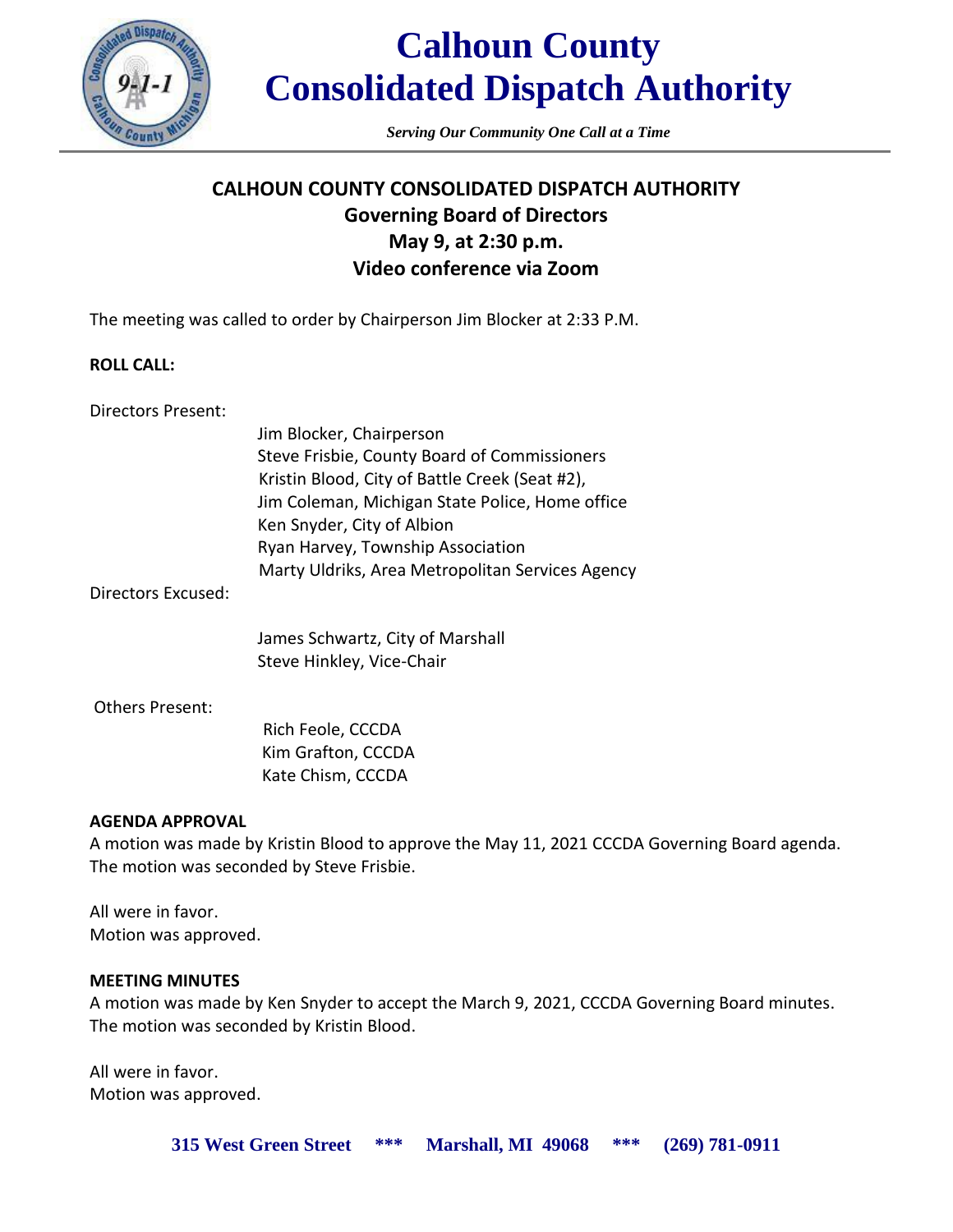# Calhoun County Consolidated Dispatch Authority

*Serving Our Community One Call at a Time*

## CALHOUN COUNTY CONSOLIDATED DISPATCH AUTHORITY
## Governing Board of Directors
## May 9, at 2:30 p.m.
## Video conference via Zoom

The meeting was called to order by Chairperson Jim Blocker at 2:33 P.M.

**ROLL CALL:**

Directors Present:

Jim Blocker, Chairperson
Steve Frisbie, County Board of Commissioners
Kristin Blood, City of Battle Creek (Seat #2),
Jim Coleman, Michigan State Police, Home office
Ken Snyder, City of Albion
Ryan Harvey, Township Association
Marty Uldriks, Area Metropolitan Services Agency

Directors Excused:

James Schwartz, City of Marshall
Steve Hinkley, Vice-Chair

Others Present:

Rich Feole, CCCDA
Kim Grafton, CCCDA
Kate Chism, CCCDA

**AGENDA APPROVAL**

A motion was made by Kristin Blood to approve the May 11, 2021 CCCDA Governing Board agenda. The motion was seconded by Steve Frisbie.

All were in favor.
Motion was approved.

**MEETING MINUTES**

A motion was made by Ken Snyder to accept the March 9, 2021, CCCDA Governing Board minutes. The motion was seconded by Kristin Blood.

All were in favor.
Motion was approved.

315 West Green Street \*\*\* Marshall, MI 49068 \*\*\* (269) 781-0911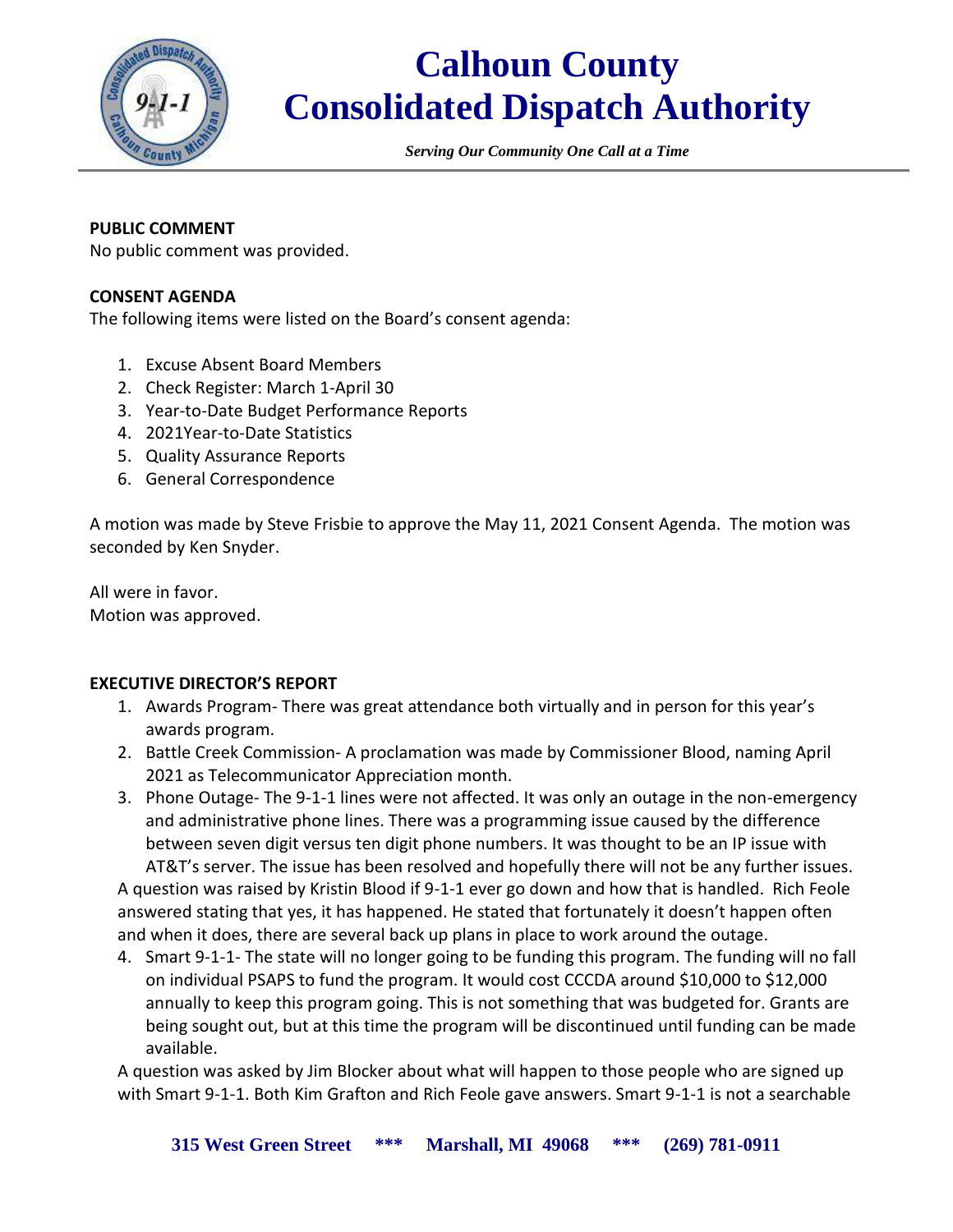**PUBLIC COMMENT**
No public comment was provided.

**CONSENT AGENDA**
The following items were listed on the Board's consent agenda:

1. Excuse Absent Board Members
2. Check Register: March 1-April 30
3. Year-to-Date Budget Performance Reports
4. 2021Year-to-Date Statistics
5. Quality Assurance Reports
6. General Correspondence

A motion was made by Steve Frisbie to approve the May 11, 2021 Consent Agenda. The motion was seconded by Ken Snyder.

All were in favor.
Motion was approved.

**EXECUTIVE DIRECTOR'S REPORT**

1. Awards Program- There was great attendance both virtually and in person for this year's awards program.
2. Battle Creek Commission- A proclamation was made by Commissioner Blood, naming April 2021 as Telecommunicator Appreciation month.
3. Phone Outage- The 9-1-1 lines were not affected. It was only an outage in the non-emergency and administrative phone lines. There was a programming issue caused by the difference between seven digit versus ten digit phone numbers. It was thought to be an IP issue with AT&T's server. The issue has been resolved and hopefully there will not be any further issues.

A question was raised by Kristin Blood if 9-1-1 ever go down and how that is handled. Rich Feole answered stating that yes, it has happened. He stated that fortunately it doesn't happen often and when it does, there are several back up plans in place to work around the outage.

4. Smart 9-1-1- The state will no longer going to be funding this program. The funding will no fall on individual PSAPS to fund the program. It would cost CCCDA around $10,000 to $12,000 annually to keep this program going. This is not something that was budgeted for. Grants are being sought out, but at this time the program will be discontinued until funding can be made available.

A question was asked by Jim Blocker about what will happen to those people who are signed up with Smart 9-1-1. Both Kim Grafton and Rich Feole gave answers. Smart 9-1-1 is not a searchable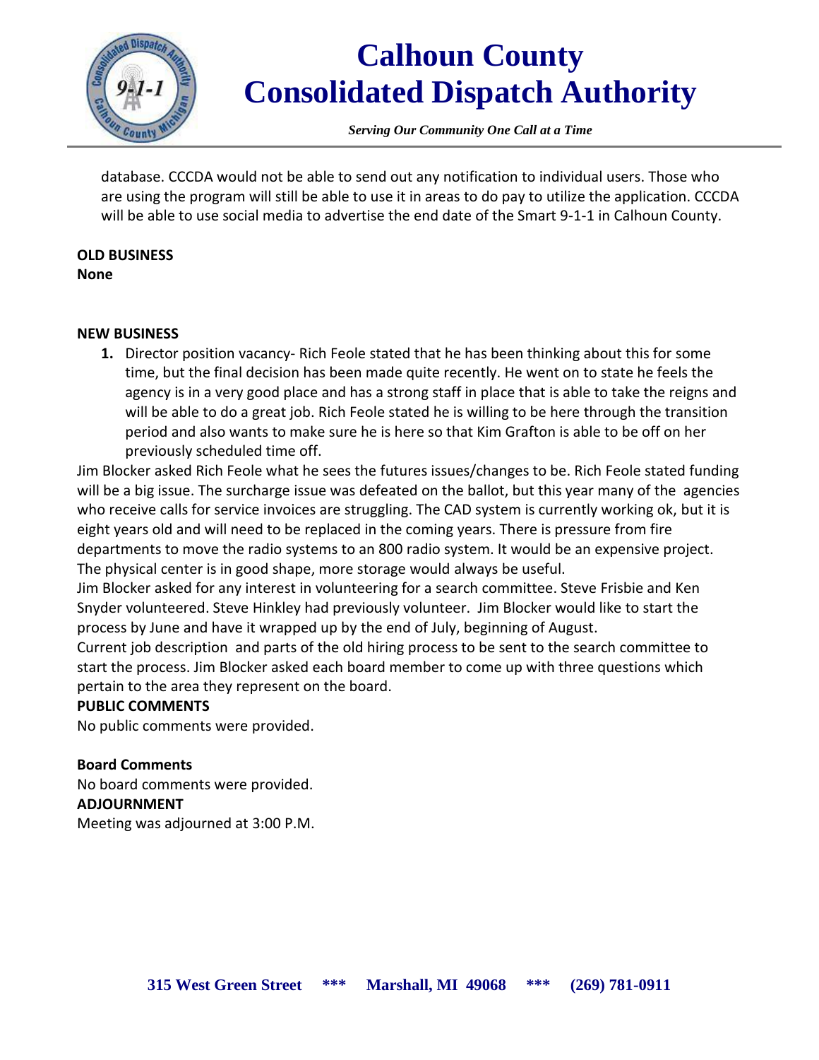database. CCCDA would not be able to send out any notification to individual users. Those who are using the program will still be able to use it in areas to do pay to utilize the application. CCCDA will be able to use social media to advertise the end date of the Smart 9-1-1 in Calhoun County.

**OLD BUSINESS**
**None**

**NEW BUSINESS**

1. Director position vacancy- Rich Feole stated that he has been thinking about this for some time, but the final decision has been made quite recently. He went on to state he feels the agency is in a very good place and has a strong staff in place that is able to take the reigns and will be able to do a great job. Rich Feole stated he is willing to be here through the transition period and also wants to make sure he is here so that Kim Grafton is able to be off on her previously scheduled time off.

Jim Blocker asked Rich Feole what he sees the futures issues/changes to be. Rich Feole stated funding will be a big issue. The surcharge issue was defeated on the ballot, but this year many of the agencies who receive calls for service invoices are struggling. The CAD system is currently working ok, but it is eight years old and will need to be replaced in the coming years. There is pressure from fire departments to move the radio systems to an 800 radio system. It would be an expensive project. The physical center is in good shape, more storage would always be useful.

Jim Blocker asked for any interest in volunteering for a search committee. Steve Frisbie and Ken Snyder volunteered. Steve Hinkley had previously volunteer. Jim Blocker would like to start the process by June and have it wrapped up by the end of July, beginning of August.

Current job description and parts of the old hiring process to be sent to the search committee to start the process. Jim Blocker asked each board member to come up with three questions which pertain to the area they represent on the board.

**PUBLIC COMMENTS**

No public comments were provided.

**Board Comments**

No board comments were provided.

**ADJOURNMENT**

Meeting was adjourned at 3:00 P.M.